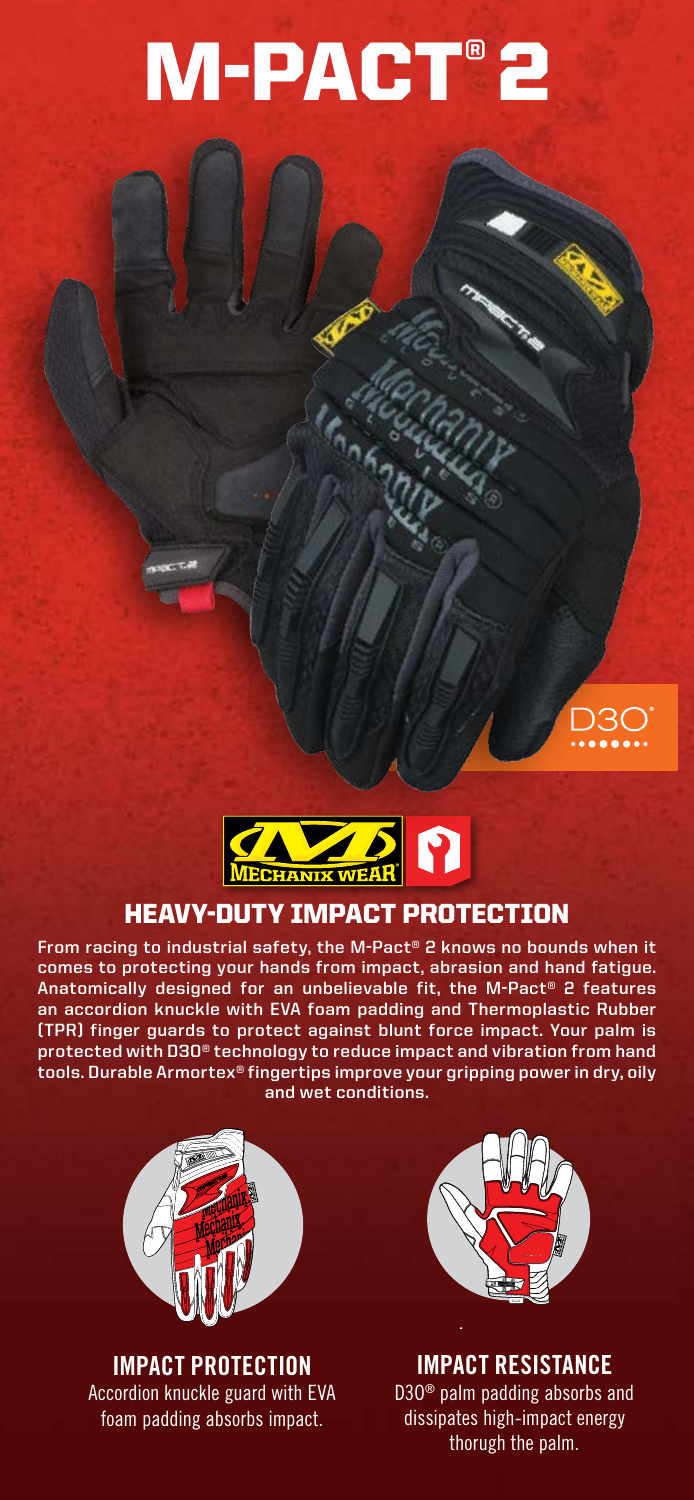# M-PACT® 2

D3O®

## HEAVY-DUTY IMPACT PROTECTION

From racing to industrial safety, the M-Pact® 2 knows no bounds when it comes to protecting your hands from impact, abrasion and hand fatigue. Anatomically designed for an unbelievable fit, the M-Pact® 2 features an accordion knuckle with EVA foam padding and Thermoplastic Rubber (TPR) finger guards to protect against blunt force impact. Your palm is protected with D3O® technology to reduce impact and vibration from hand tools. Durable Armortex® fingertips improve your gripping power in dry, oily and wet conditions.

### IMPACT PROTECTION

Accordion knuckle guard with EVA foam padding absorbs impact.

### IMPACT RESISTANCE

D3O® palm padding absorbs and dissipates high-impact energy thorugh the palm.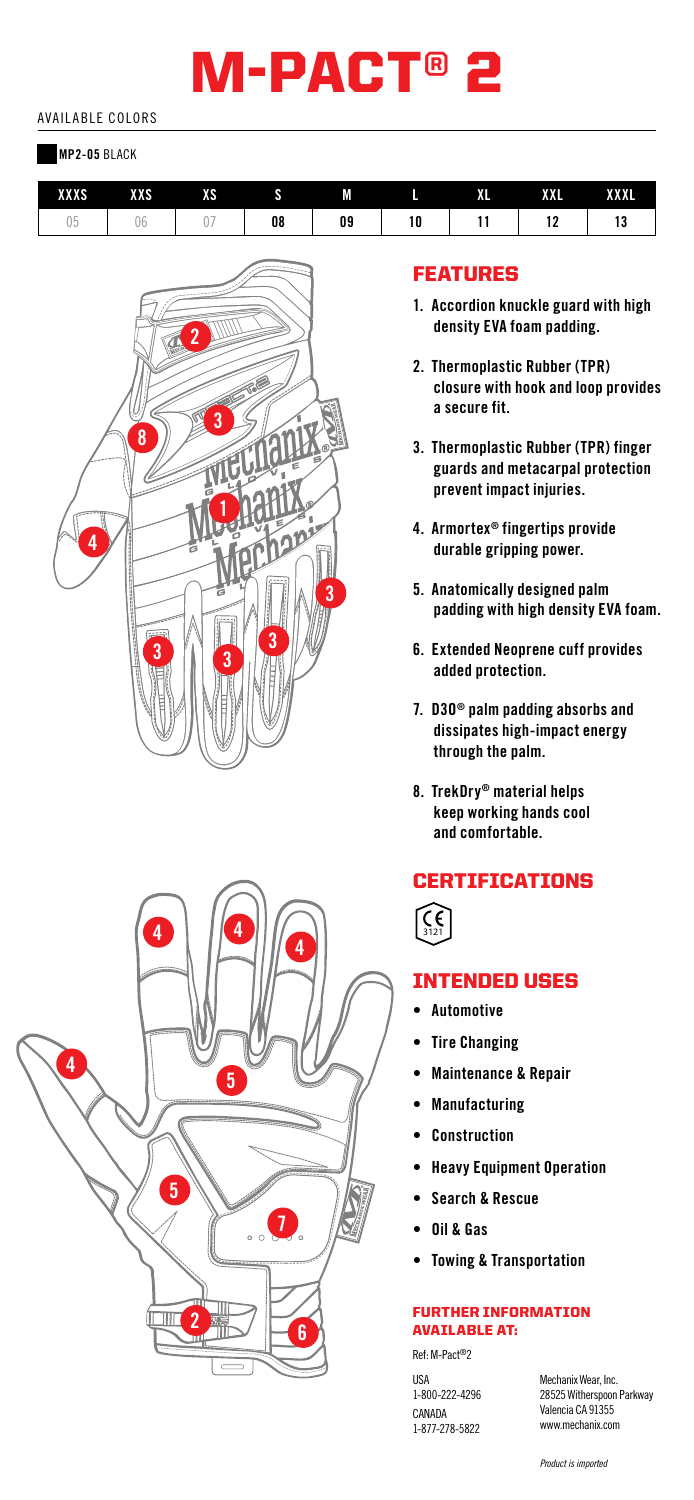# M-PACT® 2

AVAILABLE COLORS

**MP2-05** BLACK

| XXXS | XXS | XS | S | M | L | XL | XXL | XXXL |
|---|---|---|---|---|---|---|---|---|
| 05 | 06 | 07 | 08 | 09 | 10 | 11 | 12 | 13 |

## FEATURES

1. Accordion knuckle guard with high density EVA foam padding.
2. Thermoplastic Rubber (TPR) closure with hook and loop provides a secure fit.
3. Thermoplastic Rubber (TPR) finger guards and metacarpal protection prevent impact injuries.
4. Armortex® fingertips provide durable gripping power.
5. Anatomically designed palm padding with high density EVA foam.
6. Extended Neoprene cuff provides added protection.
7. D3O® palm padding absorbs and dissipates high-impact energy through the palm.
8. TrekDry® material helps keep working hands cool and comfortable.

## CERTIFICATIONS

CE 3121

## INTENDED USES

- Automotive
- Tire Changing
- Maintenance & Repair
- Manufacturing
- Construction
- Heavy Equipment Operation
- Search & Rescue
- Oil & Gas
- Towing & Transportation

#### FURTHER INFORMATION AVAILABLE AT:

Ref: M-Pact®2

USA
1-800-222-4296
CANADA
1-877-278-5822

Mechanix Wear, Inc.
28525 Witherspoon Parkway
Valencia CA 91355
www.mechanix.com

*Product is imported*